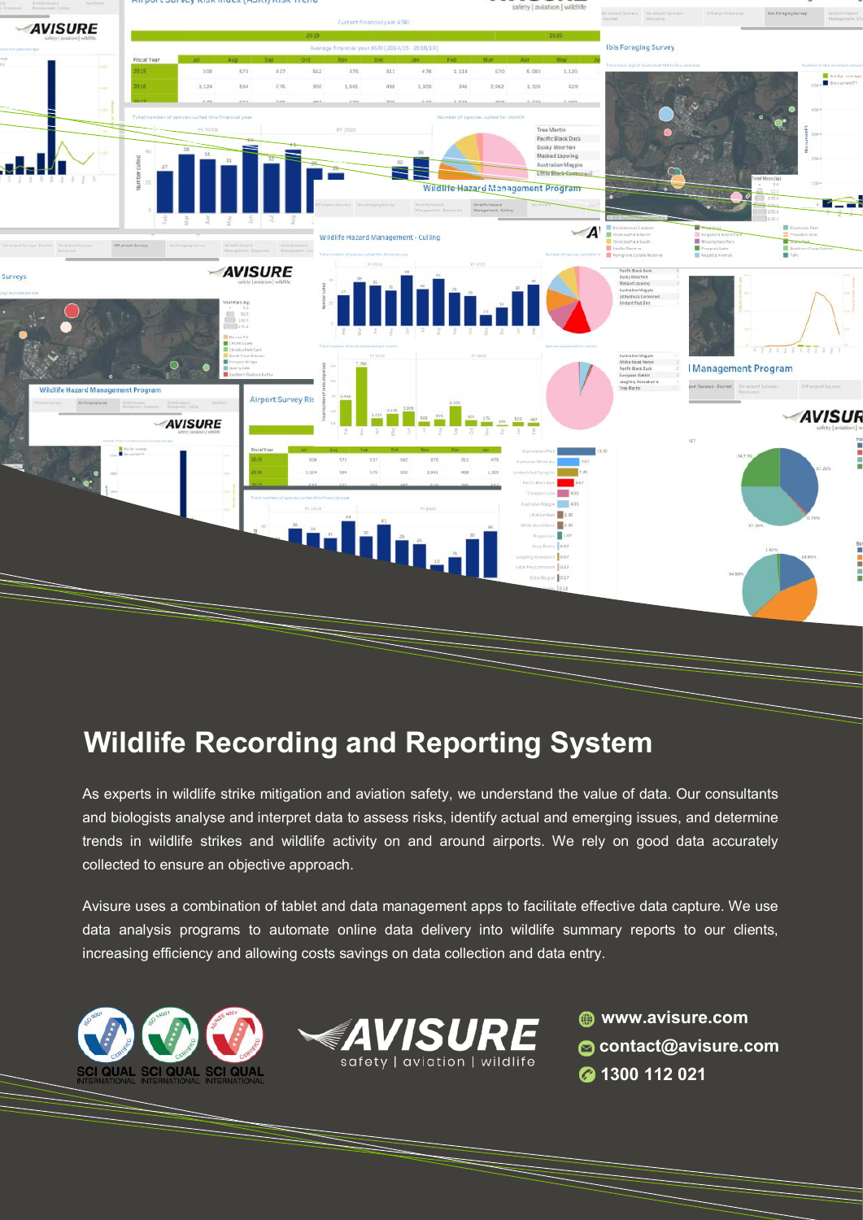# Wildlife Recording and Reporting System

As experts in wildlife strike mitigation and aviation safety, we understand the value of data. Our consultants and biologists analyse and interpret data to assess risks, identify actual and emerging issues, and determine trends in wildlife strikes and wildlife activity on and around airports. We rely on good data accurately collected to ensure an objective approach.

Avisure uses a combination of tablet and data management apps to facilitate effective data capture. We use data analysis programs to automate online data delivery into wildlife summary reports to our clients, increasing efficiency and allowing costs savings on data collection and data entry.

AVISURE
safety | aviation | wildlife

www.avisure.com
contact@avisure.com
1300 112 021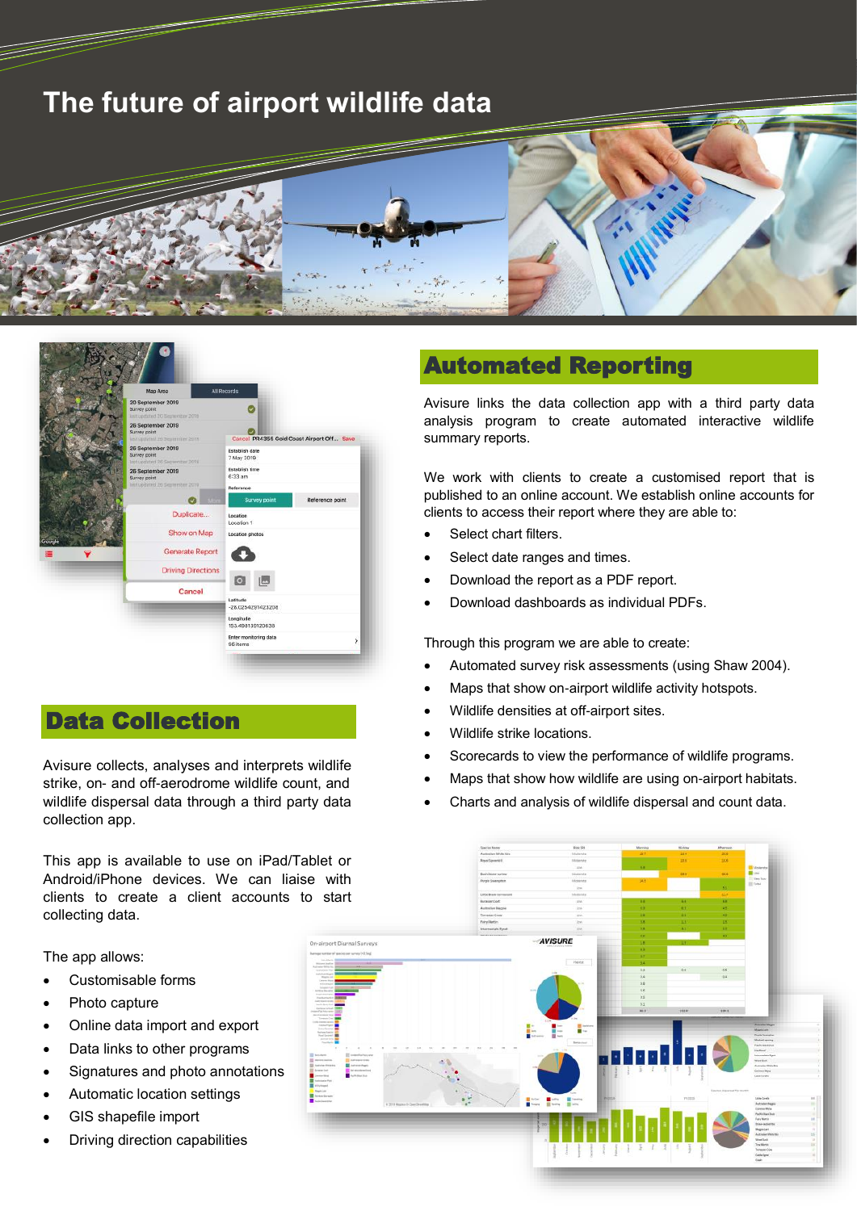# The future of airport wildlife data

## Automated Reporting

Avisure links the data collection app with a third party data analysis program to create automated interactive wildlife summary reports.

We work with clients to create a customised report that is published to an online account. We establish online accounts for clients to access their report where they are able to:

- Select chart filters.
- Select date ranges and times.
- Download the report as a PDF report.
- Download dashboards as individual PDFs.

Through this program we are able to create:

- Automated survey risk assessments (using Shaw 2004).
- Maps that show on-airport wildlife activity hotspots.
- Wildlife densities at off-airport sites.
- Wildlife strike locations.
- Scorecards to view the performance of wildlife programs.
- Maps that show how wildlife are using on-airport habitats.
- Charts and analysis of wildlife dispersal and count data.

## Data Collection

Avisure collects, analyses and interprets wildlife strike, on- and off-aerodrome wildlife count, and wildlife dispersal data through a third party data collection app.

This app is available to use on iPad/Tablet or Android/iPhone devices. We can liaise with clients to create a client accounts to start collecting data.

The app allows:

- Customisable forms
- Photo capture
- Online data import and export
- Data links to other programs
- Signatures and photo annotations
- Automatic location settings
- GIS shapefile import
- Driving direction capabilities